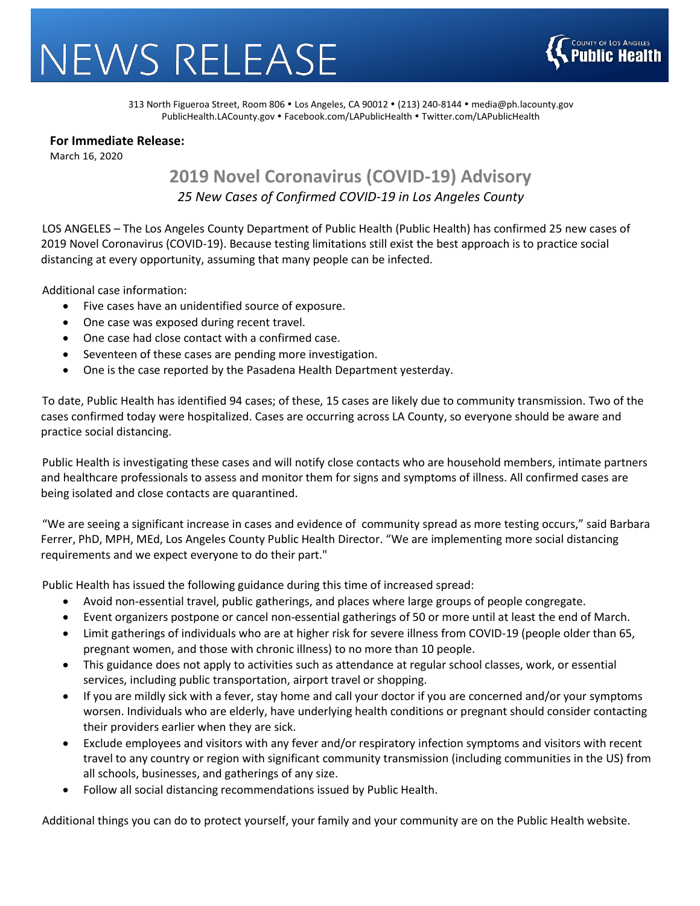# NEWS RELEASE

COUNTY OF LOS ANGELES **Public Health**

313 North Figueroa Street, Room 806 • Los Angeles, CA 90012 • (213) 240-8144 • media@ph.lacounty.gov
PublicHealth.LACounty.gov • Facebook.com/LAPublicHealth • Twitter.com/LAPublicHealth

**For Immediate Release:**
March 16, 2020

## 2019 Novel Coronavirus (COVID-19) Advisory

*25 New Cases of Confirmed COVID-19 in Los Angeles County*

LOS ANGELES – The Los Angeles County Department of Public Health (Public Health) has confirmed 25 new cases of 2019 Novel Coronavirus (COVID-19). Because testing limitations still exist the best approach is to practice social distancing at every opportunity, assuming that many people can be infected.

Additional case information:

- Five cases have an unidentified source of exposure.
- One case was exposed during recent travel.
- One case had close contact with a confirmed case.
- Seventeen of these cases are pending more investigation.
- One is the case reported by the Pasadena Health Department yesterday.

To date, Public Health has identified 94 cases; of these, 15 cases are likely due to community transmission. Two of the cases confirmed today were hospitalized. Cases are occurring across LA County, so everyone should be aware and practice social distancing.

Public Health is investigating these cases and will notify close contacts who are household members, intimate partners and healthcare professionals to assess and monitor them for signs and symptoms of illness. All confirmed cases are being isolated and close contacts are quarantined.

"We are seeing a significant increase in cases and evidence of community spread as more testing occurs," said Barbara Ferrer, PhD, MPH, MEd, Los Angeles County Public Health Director. "We are implementing more social distancing requirements and we expect everyone to do their part."

Public Health has issued the following guidance during this time of increased spread:

- Avoid non-essential travel, public gatherings, and places where large groups of people congregate.
- Event organizers postpone or cancel non-essential gatherings of 50 or more until at least the end of March.
- Limit gatherings of individuals who are at higher risk for severe illness from COVID-19 (people older than 65, pregnant women, and those with chronic illness) to no more than 10 people.
- This guidance does not apply to activities such as attendance at regular school classes, work, or essential services, including public transportation, airport travel or shopping.
- If you are mildly sick with a fever, stay home and call your doctor if you are concerned and/or your symptoms worsen. Individuals who are elderly, have underlying health conditions or pregnant should consider contacting their providers earlier when they are sick.
- Exclude employees and visitors with any fever and/or respiratory infection symptoms and visitors with recent travel to any country or region with significant community transmission (including communities in the US) from all schools, businesses, and gatherings of any size.
- Follow all social distancing recommendations issued by Public Health.

Additional things you can do to protect yourself, your family and your community are on the Public Health website.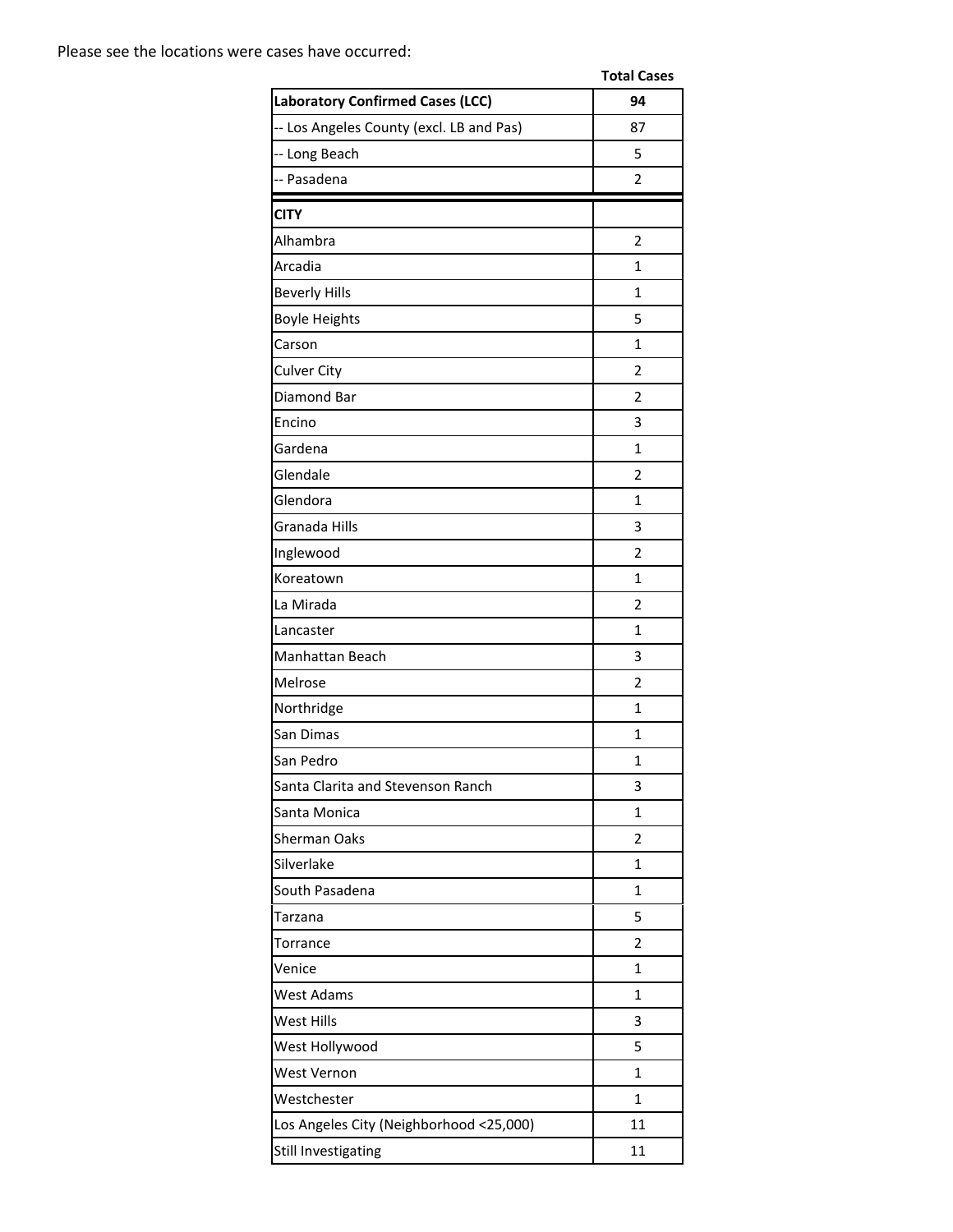Please see the locations were cases have occurred:

| | Total Cases |
|---|---|
| **Laboratory Confirmed Cases (LCC)** | **94** |
| -- Los Angeles County (excl. LB and Pas) | 87 |
| -- Long Beach | 5 |
| -- Pasadena | 2 |
| **CITY** | |
| Alhambra | 2 |
| Arcadia | 1 |
| Beverly Hills | 1 |
| Boyle Heights | 5 |
| Carson | 1 |
| Culver City | 2 |
| Diamond Bar | 2 |
| Encino | 3 |
| Gardena | 1 |
| Glendale | 2 |
| Glendora | 1 |
| Granada Hills | 3 |
| Inglewood | 2 |
| Koreatown | 1 |
| La Mirada | 2 |
| Lancaster | 1 |
| Manhattan Beach | 3 |
| Melrose | 2 |
| Northridge | 1 |
| San Dimas | 1 |
| San Pedro | 1 |
| Santa Clarita and Stevenson Ranch | 3 |
| Santa Monica | 1 |
| Sherman Oaks | 2 |
| Silverlake | 1 |
| South Pasadena | 1 |
| Tarzana | 5 |
| Torrance | 2 |
| Venice | 1 |
| West Adams | 1 |
| West Hills | 3 |
| West Hollywood | 5 |
| West Vernon | 1 |
| Westchester | 1 |
| Los Angeles City (Neighborhood <25,000) | 11 |
| Still Investigating | 11 |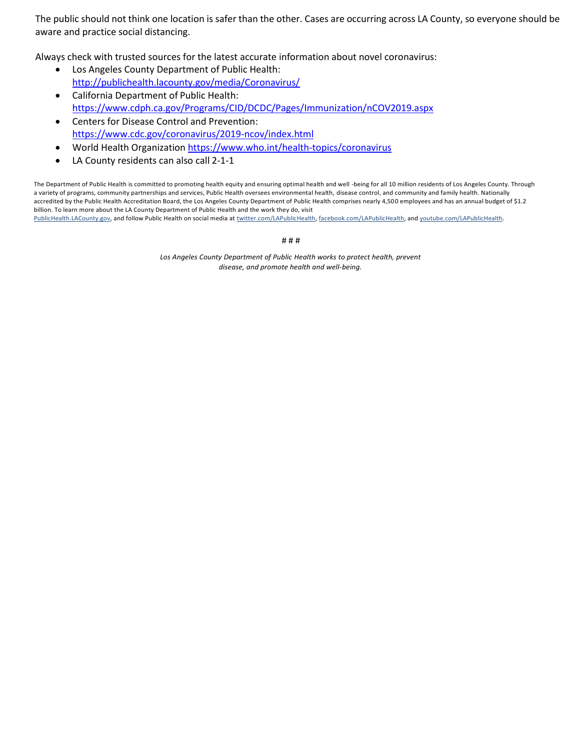The public should not think one location is safer than the other. Cases are occurring across LA County, so everyone should be aware and practice social distancing.

Always check with trusted sources for the latest accurate information about novel coronavirus:

- Los Angeles County Department of Public Health: http://publichealth.lacounty.gov/media/Coronavirus/
- California Department of Public Health: https://www.cdph.ca.gov/Programs/CID/DCDC/Pages/Immunization/nCOV2019.aspx
- Centers for Disease Control and Prevention: https://www.cdc.gov/coronavirus/2019-ncov/index.html
- World Health Organization https://www.who.int/health-topics/coronavirus
- LA County residents can also call 2-1-1

The Department of Public Health is committed to promoting health equity and ensuring optimal health and well -being for all 10 million residents of Los Angeles County. Through a variety of programs, community partnerships and services, Public Health oversees environmental health, disease control, and community and family health. Nationally accredited by the Public Health Accreditation Board, the Los Angeles County Department of Public Health comprises nearly 4,500 employees and has an annual budget of $1.2 billion. To learn more about the LA County Department of Public Health and the work they do, visit PublicHealth.LACounty.gov, and follow Public Health on social media at twitter.com/LAPublicHealth, facebook.com/LAPublicHealth, and youtube.com/LAPublicHealth.

# # #

*Los Angeles County Department of Public Health works to protect health, prevent disease, and promote health and well-being.*